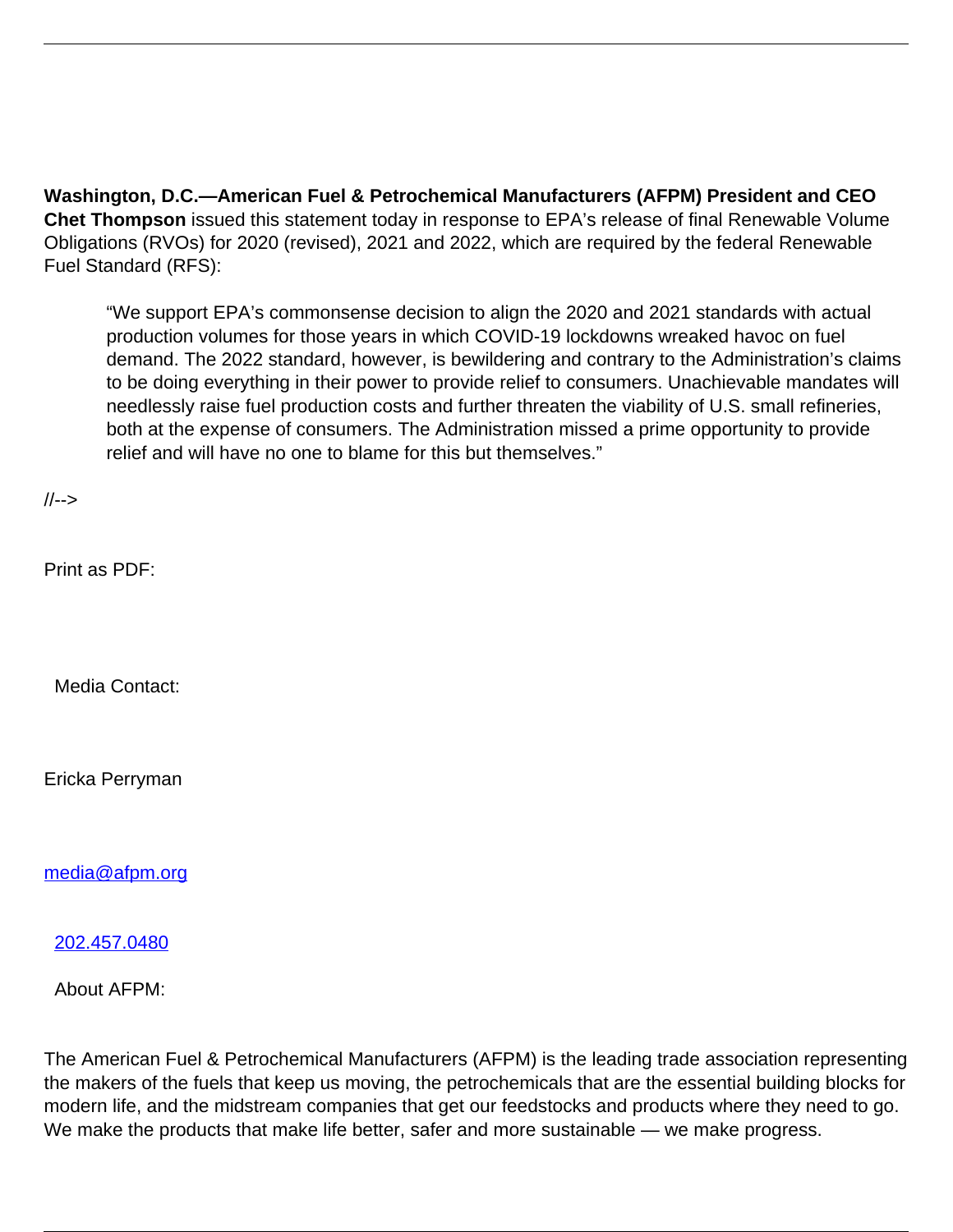**Washington, D.C.—American Fuel & Petrochemical Manufacturers (AFPM) President and CEO Chet Thompson** issued this statement today in response to EPA's release of final Renewable Volume Obligations (RVOs) for 2020 (revised), 2021 and 2022, which are required by the federal Renewable Fuel Standard (RFS):

> "We support EPA's commonsense decision to align the 2020 and 2021 standards with actual production volumes for those years in which COVID-19 lockdowns wreaked havoc on fuel demand. The 2022 standard, however, is bewildering and contrary to the Administration's claims to be doing everything in their power to provide relief to consumers. Unachievable mandates will needlessly raise fuel production costs and further threaten the viability of U.S. small refineries, both at the expense of consumers. The Administration missed a prime opportunity to provide relief and will have no one to blame for this but themselves."

//-->

Print as PDF:

Media Contact:

Ericka Perryman

media@afpm.org

202.457.0480

About AFPM:

The American Fuel & Petrochemical Manufacturers (AFPM) is the leading trade association representing the makers of the fuels that keep us moving, the petrochemicals that are the essential building blocks for modern life, and the midstream companies that get our feedstocks and products where they need to go. We make the products that make life better, safer and more sustainable — we make progress.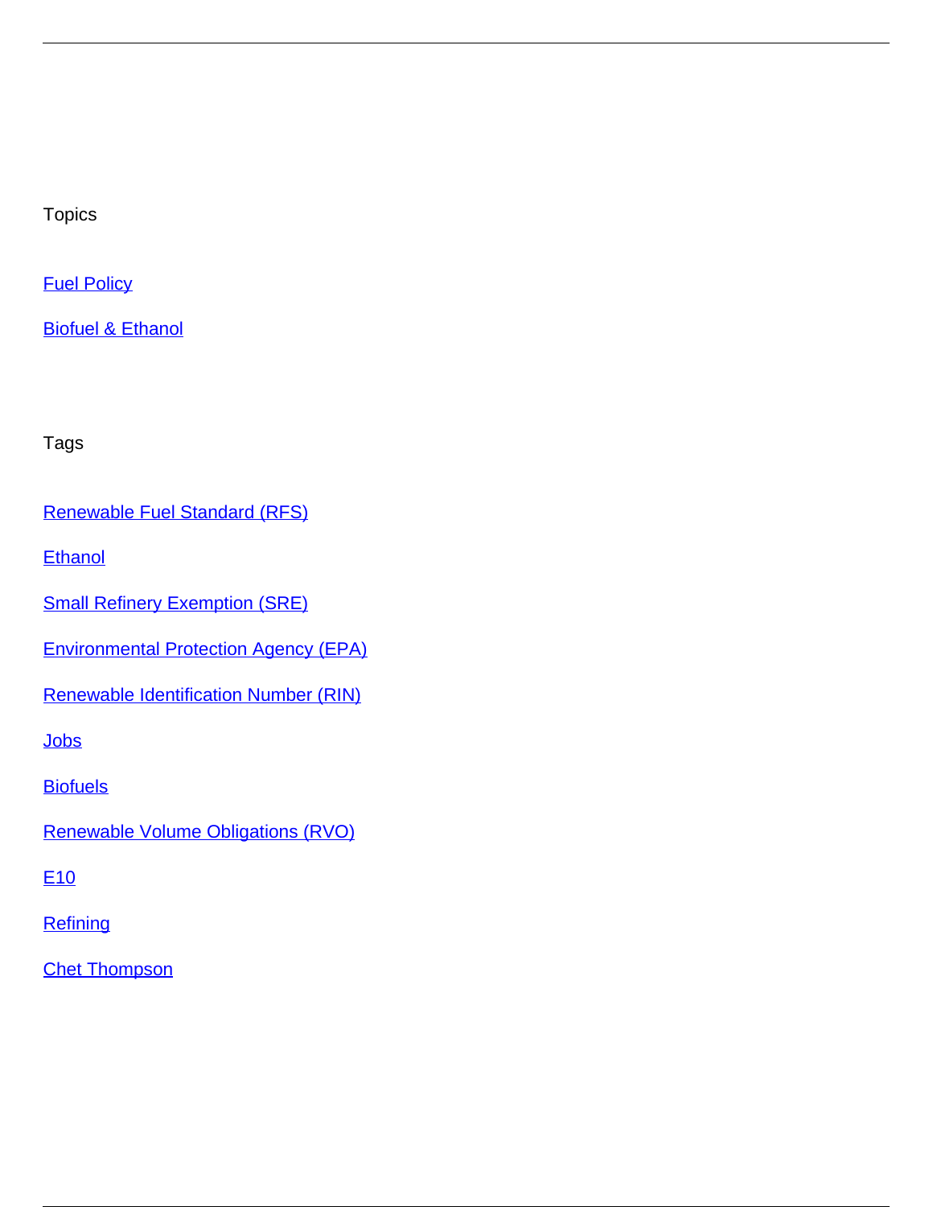Topics

Fuel Policy

Biofuel & Ethanol

Tags

Renewable Fuel Standard (RFS)

Ethanol

Small Refinery Exemption (SRE)

Environmental Protection Agency (EPA)

Renewable Identification Number (RIN)

Jobs

Biofuels

Renewable Volume Obligations (RVO)

E10

Refining

Chet Thompson